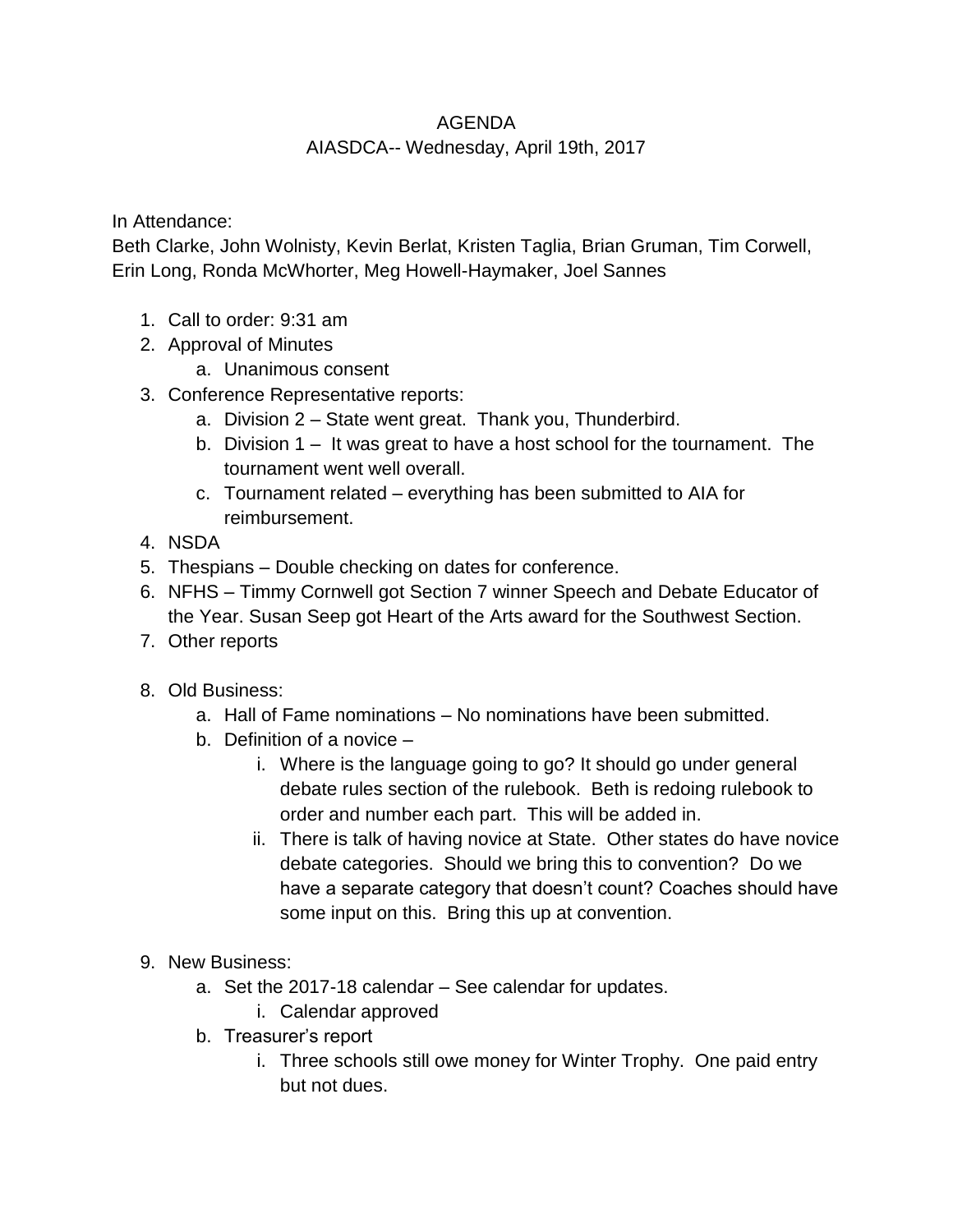# AGENDA

## AIASDCA-- Wednesday, April 19th, 2017

In Attendance:
Beth Clarke, John Wolnisty, Kevin Berlat, Kristen Taglia, Brian Gruman, Tim Corwell, Erin Long, Ronda McWhorter, Meg Howell-Haymaker, Joel Sannes

1. Call to order: 9:31 am
2. Approval of Minutes
    a. Unanimous consent
3. Conference Representative reports:
    a. Division 2 – State went great. Thank you, Thunderbird.
    b. Division 1 – It was great to have a host school for the tournament. The tournament went well overall.
    c. Tournament related – everything has been submitted to AIA for reimbursement.
4. NSDA
5. Thespians – Double checking on dates for conference.
6. NFHS – Timmy Cornwell got Section 7 winner Speech and Debate Educator of the Year. Susan Seep got Heart of the Arts award for the Southwest Section.
7. Other reports
8. Old Business:
    a. Hall of Fame nominations – No nominations have been submitted.
    b. Definition of a novice –
        i. Where is the language going to go? It should go under general debate rules section of the rulebook. Beth is redoing rulebook to order and number each part. This will be added in.
        ii. There is talk of having novice at State. Other states do have novice debate categories. Should we bring this to convention? Do we have a separate category that doesn't count? Coaches should have some input on this. Bring this up at convention.
9. New Business:
    a. Set the 2017-18 calendar – See calendar for updates.
        i. Calendar approved
    b. Treasurer's report
        i. Three schools still owe money for Winter Trophy. One paid entry but not dues.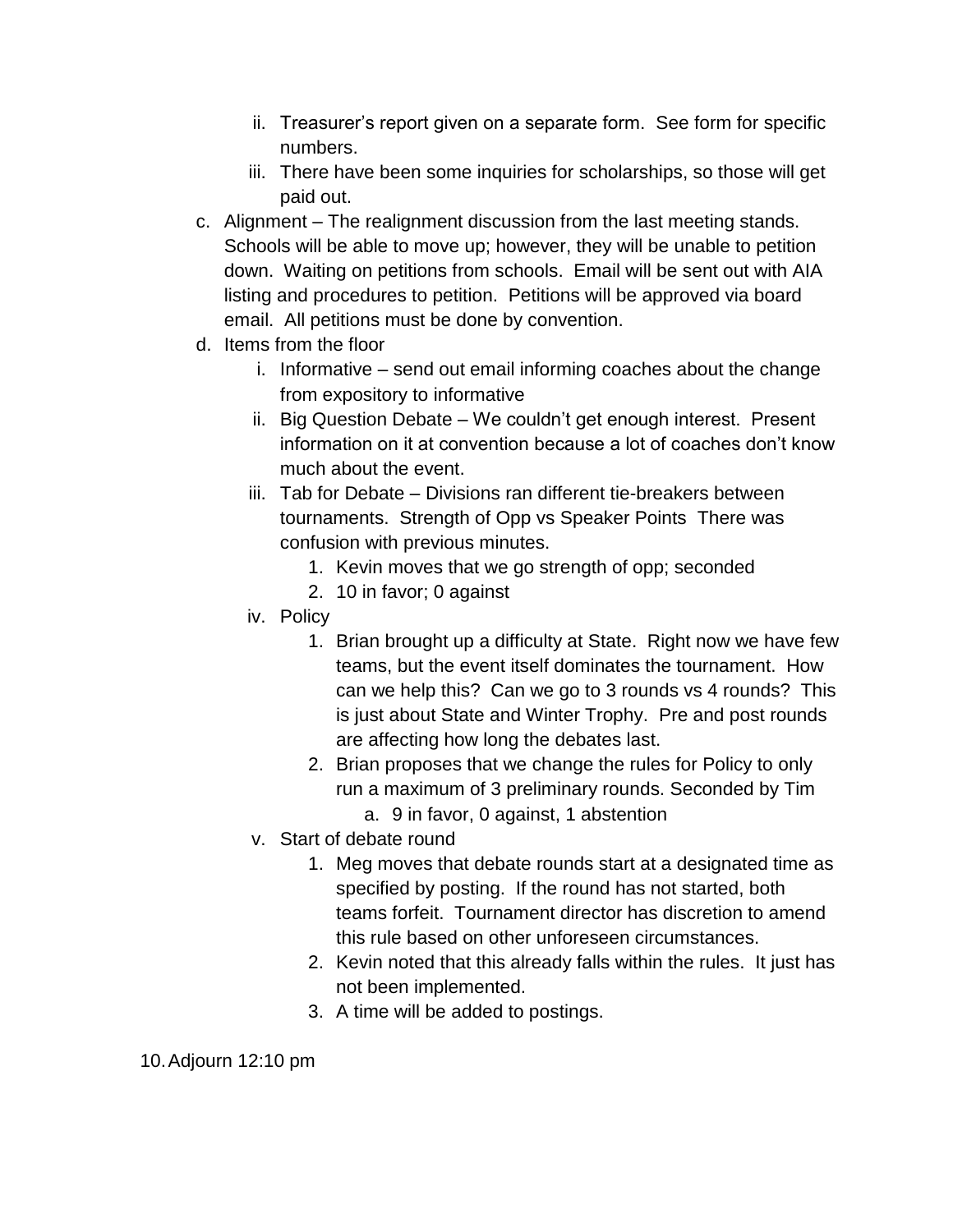- ii. Treasurer's report given on a separate form. See form for specific numbers.
   - iii. There have been some inquiries for scholarships, so those will get paid out.

- c. Alignment – The realignment discussion from the last meeting stands. Schools will be able to move up; however, they will be unable to petition down. Waiting on petitions from schools. Email will be sent out with AIA listing and procedures to petition. Petitions will be approved via board email. All petitions must be done by convention.
- d. Items from the floor
   - i. Informative – send out email informing coaches about the change from expository to informative
   - ii. Big Question Debate – We couldn't get enough interest. Present information on it at convention because a lot of coaches don't know much about the event.
   - iii. Tab for Debate – Divisions ran different tie-breakers between tournaments. Strength of Opp vs Speaker Points There was confusion with previous minutes.
      1. Kevin moves that we go strength of opp; seconded
      2. 10 in favor; 0 against
   - iv. Policy
      1. Brian brought up a difficulty at State. Right now we have few teams, but the event itself dominates the tournament. How can we help this? Can we go to 3 rounds vs 4 rounds? This is just about State and Winter Trophy. Pre and post rounds are affecting how long the debates last.
      2. Brian proposes that we change the rules for Policy to only run a maximum of 3 preliminary rounds. Seconded by Tim
         - a. 9 in favor, 0 against, 1 abstention
   - v. Start of debate round
      1. Meg moves that debate rounds start at a designated time as specified by posting. If the round has not started, both teams forfeit. Tournament director has discretion to amend this rule based on other unforeseen circumstances.
      2. Kevin noted that this already falls within the rules. It just has not been implemented.
      3. A time will be added to postings.

10. Adjourn 12:10 pm